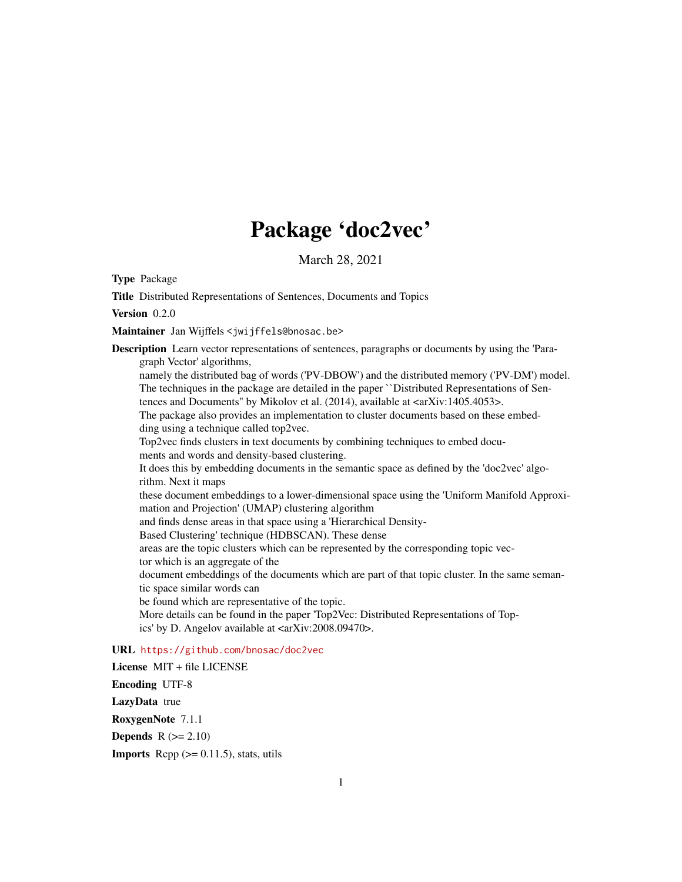# Package 'doc2vec'

March 28, 2021

**Type** Package

**Title** Distributed Representations of Sentences, Documents and Topics

**Version** 0.2.0

**Maintainer** Jan Wijffels <jwijffels@bnosac.be>

**Description** Learn vector representations of sentences, paragraphs or documents by using the 'Paragraph Vector' algorithms,
namely the distributed bag of words ('PV-DBOW') and the distributed memory ('PV-DM') model.
The techniques in the package are detailed in the paper ``Distributed Representations of Sentences and Documents'' by Mikolov et al. (2014), available at <arXiv:1405.4053>.
The package also provides an implementation to cluster documents based on these embedding using a technique called top2vec.
Top2vec finds clusters in text documents by combining techniques to embed documents and words and density-based clustering.
It does this by embedding documents in the semantic space as defined by the 'doc2vec' algorithm. Next it maps
these document embeddings to a lower-dimensional space using the 'Uniform Manifold Approximation and Projection' (UMAP) clustering algorithm
and finds dense areas in that space using a 'Hierarchical Density-Based Clustering' technique (HDBSCAN). These dense
areas are the topic clusters which can be represented by the corresponding topic vector which is an aggregate of the
document embeddings of the documents which are part of that topic cluster. In the same semantic space similar words can
be found which are representative of the topic.
More details can be found in the paper 'Top2Vec: Distributed Representations of Topics' by D. Angelov available at <arXiv:2008.09470>.

**URL** https://github.com/bnosac/doc2vec

**License** MIT + file LICENSE

**Encoding** UTF-8

**LazyData** true

**RoxygenNote** 7.1.1

**Depends** R (>= 2.10)

**Imports** Rcpp (>= 0.11.5), stats, utils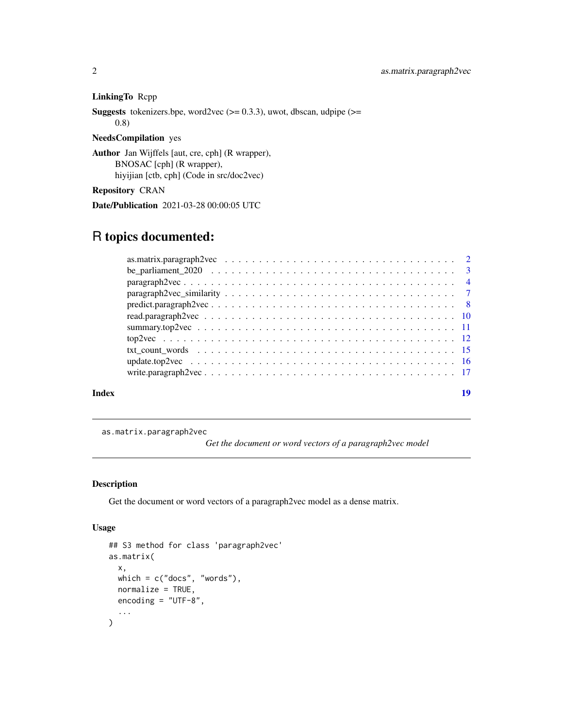**LinkingTo** Rcpp

**Suggests** tokenizers.bpe, word2vec (>= 0.3.3), uwot, dbscan, udpipe (>= 0.8)

**NeedsCompilation** yes

**Author** Jan Wijffels [aut, cre, cph] (R wrapper),
BNOSAC [cph] (R wrapper),
hiyijian [ctb, cph] (Code in src/doc2vec)

**Repository** CRAN

**Date/Publication** 2021-03-28 00:00:05 UTC

# R topics documented:

- as.matrix.paragraph2vec . . . . . 2
- be_parliament_2020 . . . . . 3
- paragraph2vec . . . . . 4
- paragraph2vec_similarity . . . . . 7
- predict.paragraph2vec . . . . . 8
- read.paragraph2vec . . . . . 10
- summary.top2vec . . . . . 11
- top2vec . . . . . 12
- txt_count_words . . . . . 15
- update.top2vec . . . . . 16
- write.paragraph2vec . . . . . 17

**Index** 19

---

## as.matrix.paragraph2vec

*Get the document or word vectors of a paragraph2vec model*

---

### Description

Get the document or word vectors of a paragraph2vec model as a dense matrix.

### Usage

```
## S3 method for class 'paragraph2vec'
as.matrix(
  x,
  which = c("docs", "words"),
  normalize = TRUE,
  encoding = "UTF-8",
  ...
)
```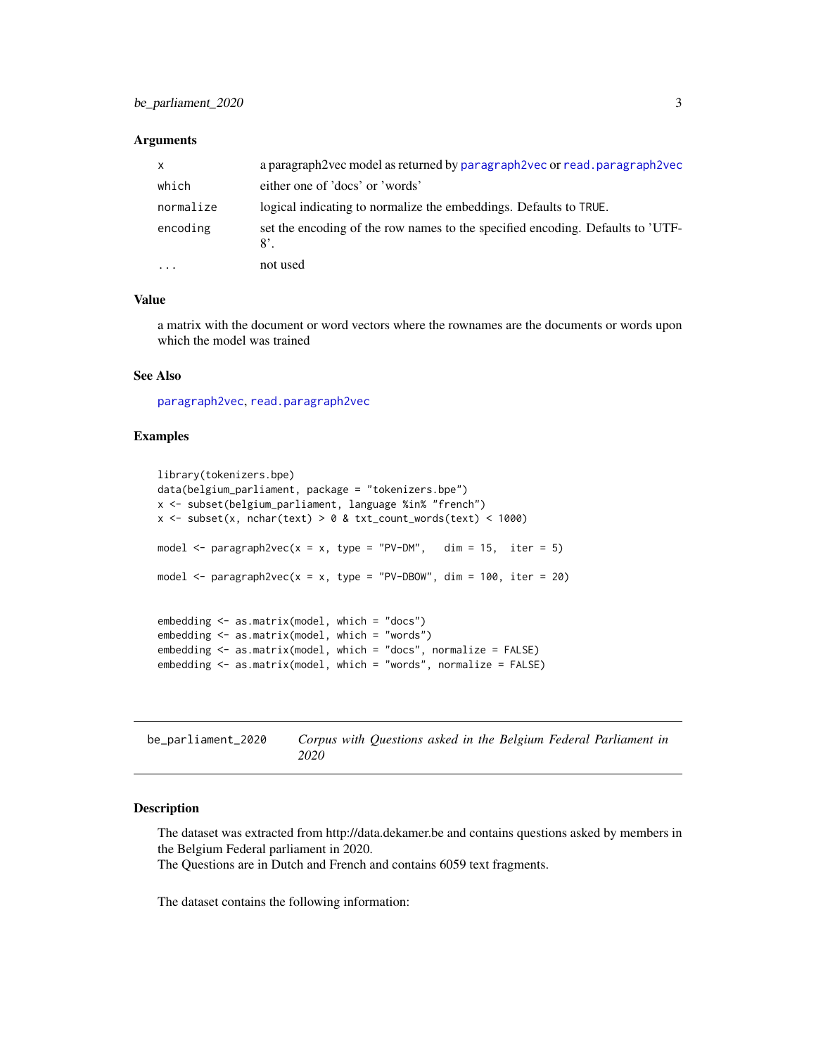## Arguments

| | |
|---|---|
| x | a paragraph2vec model as returned by paragraph2vec or read.paragraph2vec |
| which | either one of 'docs' or 'words' |
| normalize | logical indicating to normalize the embeddings. Defaults to TRUE. |
| encoding | set the encoding of the row names to the specified encoding. Defaults to 'UTF-8'. |
| ... | not used |

## Value

a matrix with the document or word vectors where the rownames are the documents or words upon which the model was trained

## See Also

paragraph2vec, read.paragraph2vec

## Examples

```
library(tokenizers.bpe)
data(belgium_parliament, package = "tokenizers.bpe")
x <- subset(belgium_parliament, language %in% "french")
x <- subset(x, nchar(text) > 0 & txt_count_words(text) < 1000)

model <- paragraph2vec(x = x, type = "PV-DM",   dim = 15,  iter = 5)

model <- paragraph2vec(x = x, type = "PV-DBOW", dim = 100, iter = 20)


embedding <- as.matrix(model, which = "docs")
embedding <- as.matrix(model, which = "words")
embedding <- as.matrix(model, which = "docs", normalize = FALSE)
embedding <- as.matrix(model, which = "words", normalize = FALSE)
```

---

be_parliament_2020 — *Corpus with Questions asked in the Belgium Federal Parliament in 2020*

---

## Description

The dataset was extracted from http://data.dekamer.be and contains questions asked by members in the Belgium Federal parliament in 2020.
The Questions are in Dutch and French and contains 6059 text fragments.

The dataset contains the following information: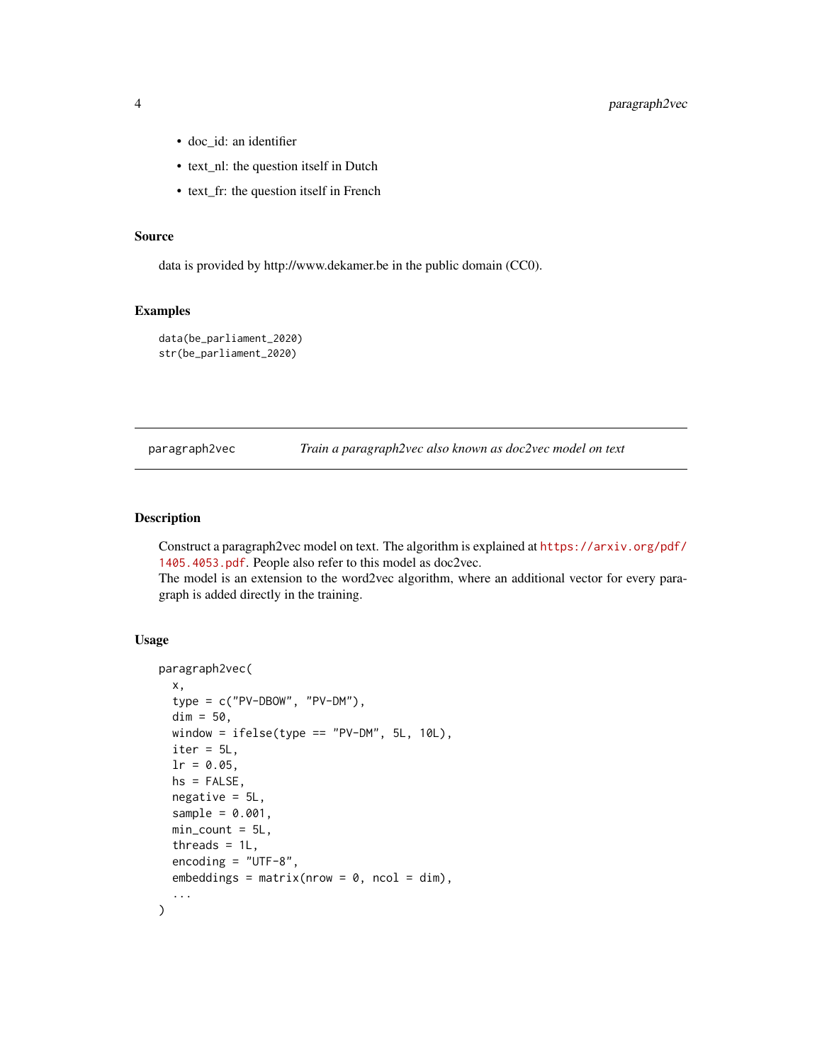- doc_id: an identifier
- text_nl: the question itself in Dutch
- text_fr: the question itself in French

### Source

data is provided by http://www.dekamer.be in the public domain (CC0).

### Examples

```
data(be_parliament_2020)
str(be_parliament_2020)
```

---

## paragraph2vec — *Train a paragraph2vec also known as doc2vec model on text*

### Description

Construct a paragraph2vec model on text. The algorithm is explained at https://arxiv.org/pdf/1405.4053.pdf. People also refer to this model as doc2vec.
The model is an extension to the word2vec algorithm, where an additional vector for every paragraph is added directly in the training.

### Usage

```
paragraph2vec(
  x,
  type = c("PV-DBOW", "PV-DM"),
  dim = 50,
  window = ifelse(type == "PV-DM", 5L, 10L),
  iter = 5L,
  lr = 0.05,
  hs = FALSE,
  negative = 5L,
  sample = 0.001,
  min_count = 5L,
  threads = 1L,
  encoding = "UTF-8",
  embeddings = matrix(nrow = 0, ncol = dim),
  ...
)
```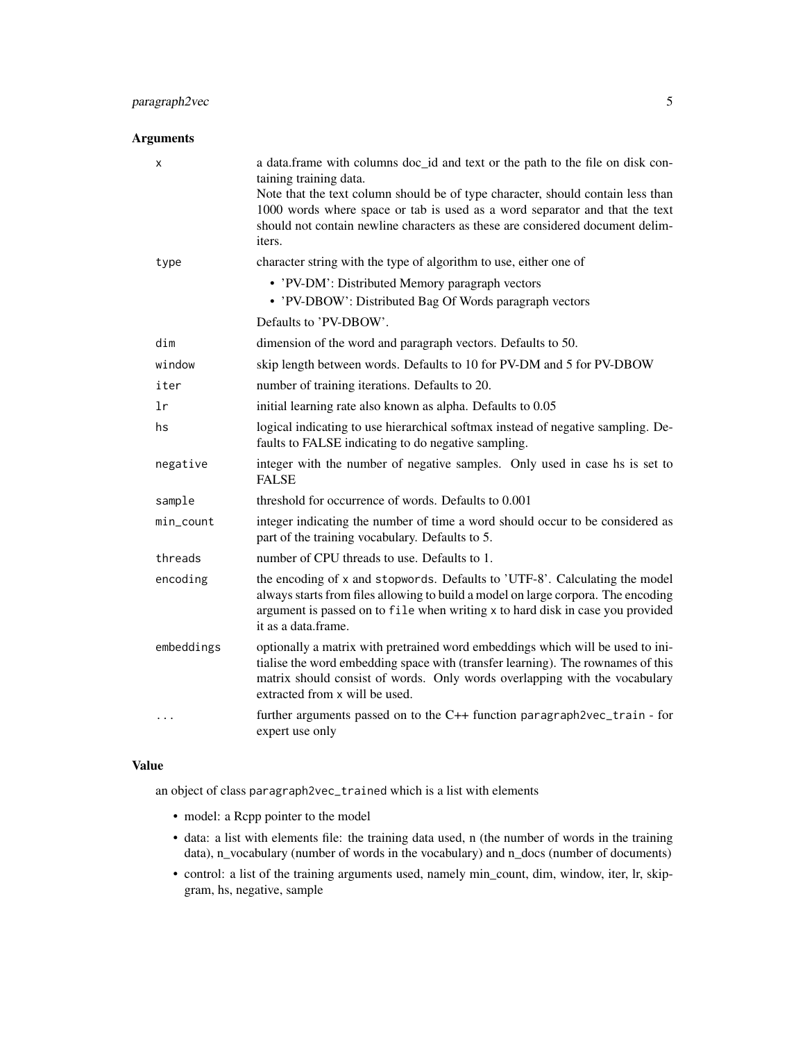### Arguments

| | |
|---|---|
| `x` | a data.frame with columns doc_id and text or the path to the file on disk containing training data.<br>Note that the text column should be of type character, should contain less than 1000 words where space or tab is used as a word separator and that the text should not contain newline characters as these are considered document delimiters. |
| `type` | character string with the type of algorithm to use, either one of<br>• 'PV-DM': Distributed Memory paragraph vectors<br>• 'PV-DBOW': Distributed Bag Of Words paragraph vectors<br>Defaults to 'PV-DBOW'. |
| `dim` | dimension of the word and paragraph vectors. Defaults to 50. |
| `window` | skip length between words. Defaults to 10 for PV-DM and 5 for PV-DBOW |
| `iter` | number of training iterations. Defaults to 20. |
| `lr` | initial learning rate also known as alpha. Defaults to 0.05 |
| `hs` | logical indicating to use hierarchical softmax instead of negative sampling. Defaults to FALSE indicating to do negative sampling. |
| `negative` | integer with the number of negative samples. Only used in case hs is set to FALSE |
| `sample` | threshold for occurrence of words. Defaults to 0.001 |
| `min_count` | integer indicating the number of time a word should occur to be considered as part of the training vocabulary. Defaults to 5. |
| `threads` | number of CPU threads to use. Defaults to 1. |
| `encoding` | the encoding of `x` and `stopwords`. Defaults to 'UTF-8'. Calculating the model always starts from files allowing to build a model on large corpora. The encoding argument is passed on to `file` when writing `x` to hard disk in case you provided it as a data.frame. |
| `embeddings` | optionally a matrix with pretrained word embeddings which will be used to initialise the word embedding space with (transfer learning). The rownames of this matrix should consist of words. Only words overlapping with the vocabulary extracted from `x` will be used. |
| `...` | further arguments passed on to the C++ function `paragraph2vec_train` - for expert use only |

### Value

an object of class `paragraph2vec_trained` which is a list with elements

- model: a Rcpp pointer to the model
- data: a list with elements file: the training data used, n (the number of words in the training data), n_vocabulary (number of words in the vocabulary) and n_docs (number of documents)
- control: a list of the training arguments used, namely min_count, dim, window, iter, lr, skipgram, hs, negative, sample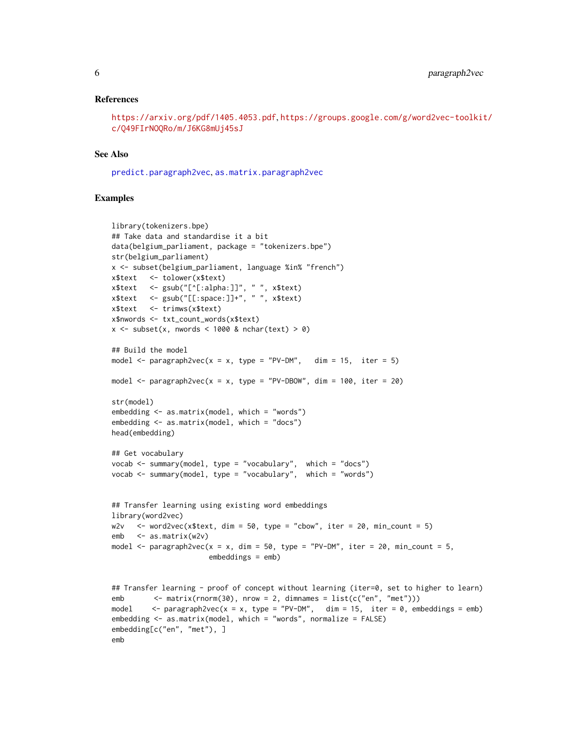## References

https://arxiv.org/pdf/1405.4053.pdf, https://groups.google.com/g/word2vec-toolkit/c/Q49FIrNOQRo/m/J6KG8mUj45sJ

## See Also

predict.paragraph2vec, as.matrix.paragraph2vec

## Examples

```
library(tokenizers.bpe)
## Take data and standardise it a bit
data(belgium_parliament, package = "tokenizers.bpe")
str(belgium_parliament)
x <- subset(belgium_parliament, language %in% "french")
x$text   <- tolower(x$text)
x$text   <- gsub("[^[:alpha:]]", " ", x$text)
x$text   <- gsub("[[:space:]]+", " ", x$text)
x$text   <- trimws(x$text)
x$nwords <- txt_count_words(x$text)
x <- subset(x, nwords < 1000 & nchar(text) > 0)

## Build the model
model <- paragraph2vec(x = x, type = "PV-DM",   dim = 15,  iter = 5)

model <- paragraph2vec(x = x, type = "PV-DBOW", dim = 100, iter = 20)

str(model)
embedding <- as.matrix(model, which = "words")
embedding <- as.matrix(model, which = "docs")
head(embedding)

## Get vocabulary
vocab <- summary(model, type = "vocabulary",  which = "docs")
vocab <- summary(model, type = "vocabulary",  which = "words")


## Transfer learning using existing word embeddings
library(word2vec)
w2v   <- word2vec(x$text, dim = 50, type = "cbow", iter = 20, min_count = 5)
emb   <- as.matrix(w2v)
model <- paragraph2vec(x = x, dim = 50, type = "PV-DM", iter = 20, min_count = 5,
                       embeddings = emb)


## Transfer learning - proof of concept without learning (iter=0, set to higher to learn)
emb       <- matrix(rnorm(30), nrow = 2, dimnames = list(c("en", "met")))
model     <- paragraph2vec(x = x, type = "PV-DM",   dim = 15,  iter = 0, embeddings = emb)
embedding <- as.matrix(model, which = "words", normalize = FALSE)
embedding[c("en", "met"), ]
emb
```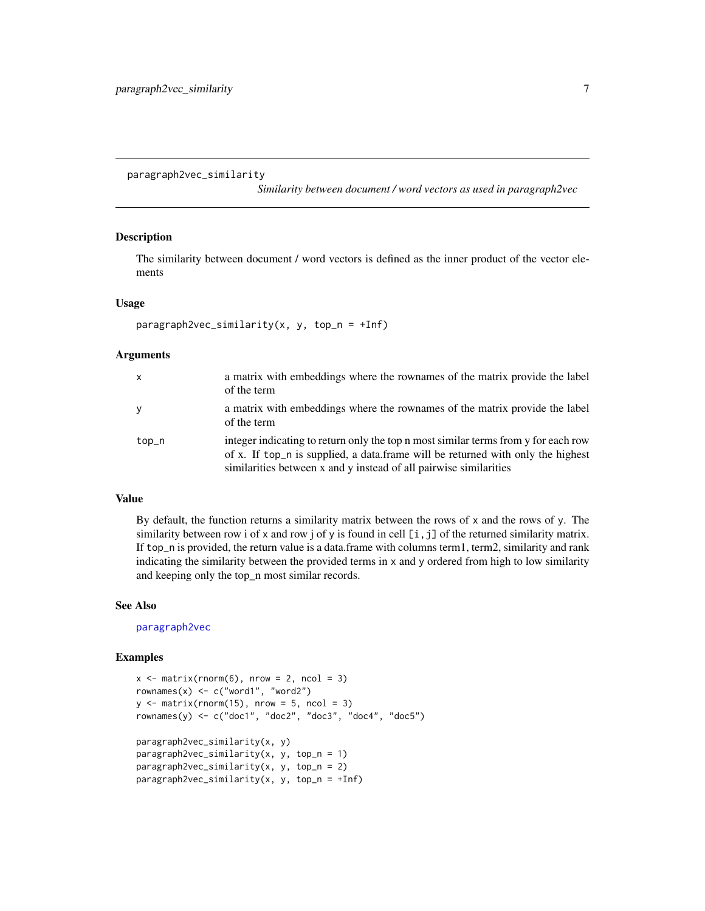# paragraph2vec_similarity

*Similarity between document / word vectors as used in paragraph2vec*

## Description

The similarity between document / word vectors is defined as the inner product of the vector elements

## Usage

```
paragraph2vec_similarity(x, y, top_n = +Inf)
```

## Arguments

| | |
|---|---|
| x | a matrix with embeddings where the rownames of the matrix provide the label of the term |
| y | a matrix with embeddings where the rownames of the matrix provide the label of the term |
| top_n | integer indicating to return only the top n most similar terms from y for each row of x. If top_n is supplied, a data.frame will be returned with only the highest similarities between x and y instead of all pairwise similarities |

## Value

By default, the function returns a similarity matrix between the rows of x and the rows of y. The similarity between row i of x and row j of y is found in cell [i, j] of the returned similarity matrix. If top_n is provided, the return value is a data.frame with columns term1, term2, similarity and rank indicating the similarity between the provided terms in x and y ordered from high to low similarity and keeping only the top_n most similar records.

## See Also

paragraph2vec

## Examples

```
x <- matrix(rnorm(6), nrow = 2, ncol = 3)
rownames(x) <- c("word1", "word2")
y <- matrix(rnorm(15), nrow = 5, ncol = 3)
rownames(y) <- c("doc1", "doc2", "doc3", "doc4", "doc5")

paragraph2vec_similarity(x, y)
paragraph2vec_similarity(x, y, top_n = 1)
paragraph2vec_similarity(x, y, top_n = 2)
paragraph2vec_similarity(x, y, top_n = +Inf)
```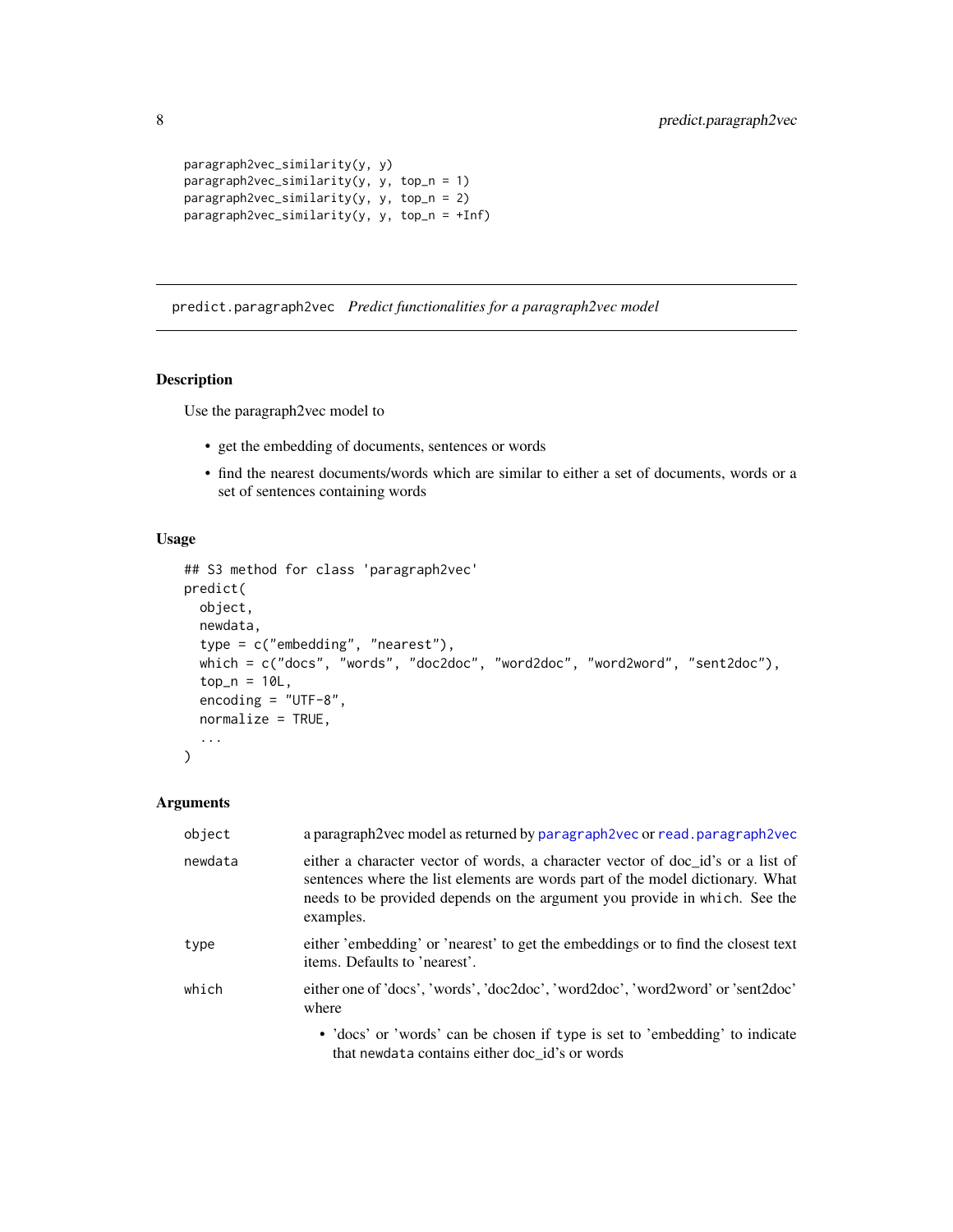```
paragraph2vec_similarity(y, y)
paragraph2vec_similarity(y, y, top_n = 1)
paragraph2vec_similarity(y, y, top_n = 2)
paragraph2vec_similarity(y, y, top_n = +Inf)
```

## predict.paragraph2vec *Predict functionalities for a paragraph2vec model*

### Description

Use the paragraph2vec model to

- get the embedding of documents, sentences or words
- find the nearest documents/words which are similar to either a set of documents, words or a set of sentences containing words

### Usage

```
## S3 method for class 'paragraph2vec'
predict(
  object,
  newdata,
  type = c("embedding", "nearest"),
  which = c("docs", "words", "doc2doc", "word2doc", "word2word", "sent2doc"),
  top_n = 10L,
  encoding = "UTF-8",
  normalize = TRUE,
  ...
)
```

### Arguments

| | |
|---|---|
| `object` | a paragraph2vec model as returned by `paragraph2vec` or `read.paragraph2vec` |
| `newdata` | either a character vector of words, a character vector of doc_id's or a list of sentences where the list elements are words part of the model dictionary. What needs to be provided depends on the argument you provide in `which`. See the examples. |
| `type` | either 'embedding' or 'nearest' to get the embeddings or to find the closest text items. Defaults to 'nearest'. |
| `which` | either one of 'docs', 'words', 'doc2doc', 'word2doc', 'word2word' or 'sent2doc' where<br>• 'docs' or 'words' can be chosen if `type` is set to 'embedding' to indicate that `newdata` contains either doc_id's or words |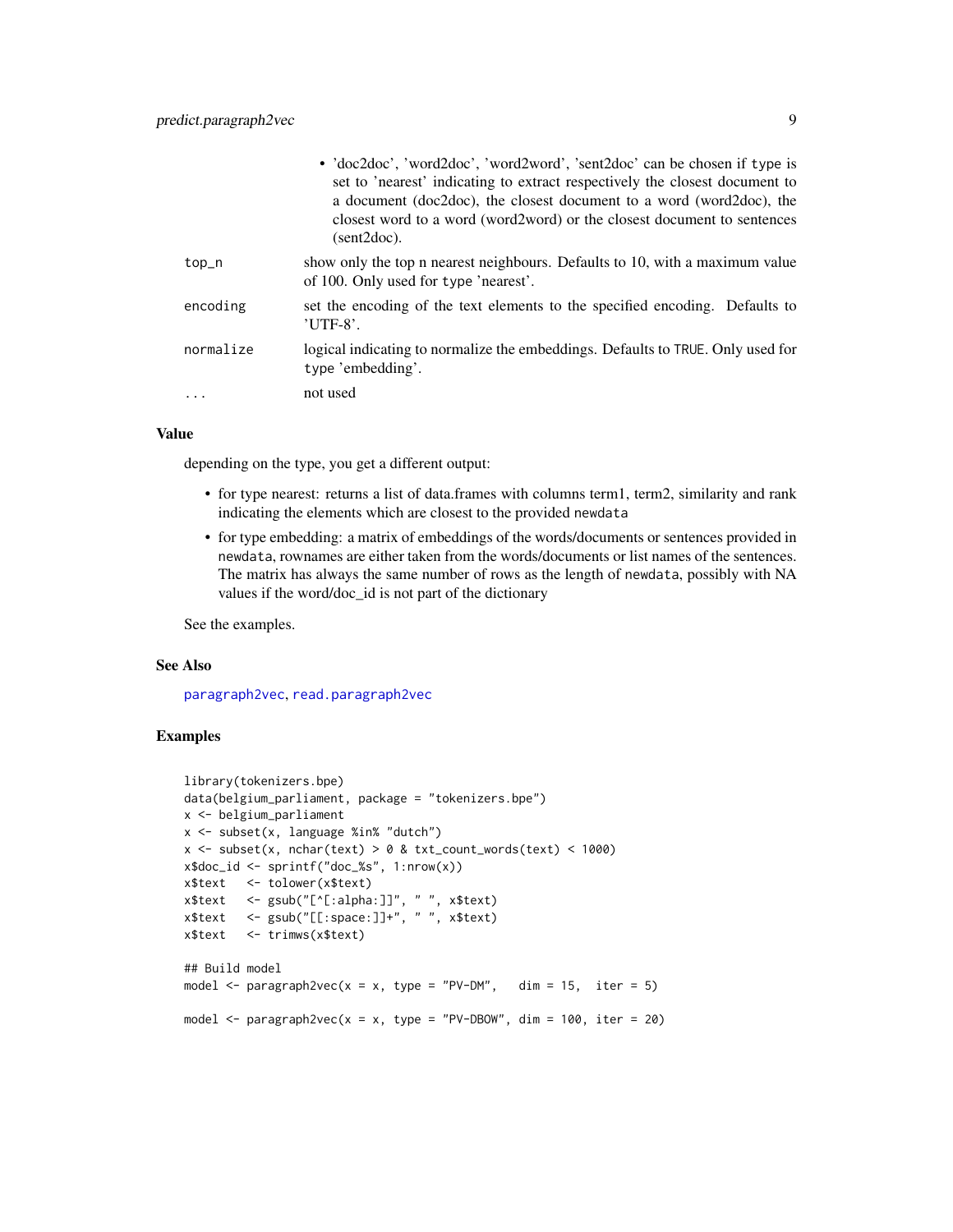- 'doc2doc', 'word2doc', 'word2word', 'sent2doc' can be chosen if `type` is set to 'nearest' indicating to extract respectively the closest document to a document (doc2doc), the closest document to a word (word2doc), the closest word to a word (word2word) or the closest document to sentences (sent2doc).

| | |
|---|---|
| `top_n` | show only the top n nearest neighbours. Defaults to 10, with a maximum value of 100. Only used for `type` 'nearest'. |
| `encoding` | set the encoding of the text elements to the specified encoding. Defaults to 'UTF-8'. |
| `normalize` | logical indicating to normalize the embeddings. Defaults to `TRUE`. Only used for `type` 'embedding'. |
| `...` | not used |

### Value

depending on the type, you get a different output:

- for type nearest: returns a list of data.frames with columns term1, term2, similarity and rank indicating the elements which are closest to the provided `newdata`
- for type embedding: a matrix of embeddings of the words/documents or sentences provided in `newdata`, rownames are either taken from the words/documents or list names of the sentences. The matrix has always the same number of rows as the length of `newdata`, possibly with NA values if the word/doc_id is not part of the dictionary

See the examples.

### See Also

`paragraph2vec`, `read.paragraph2vec`

### Examples

```
library(tokenizers.bpe)
data(belgium_parliament, package = "tokenizers.bpe")
x <- belgium_parliament
x <- subset(x, language %in% "dutch")
x <- subset(x, nchar(text) > 0 & txt_count_words(text) < 1000)
x$doc_id <- sprintf("doc_%s", 1:nrow(x))
x$text   <- tolower(x$text)
x$text   <- gsub("[^[:alpha:]]", " ", x$text)
x$text   <- gsub("[[:space:]]+", " ", x$text)
x$text   <- trimws(x$text)

## Build model
model <- paragraph2vec(x = x, type = "PV-DM",   dim = 15,  iter = 5)

model <- paragraph2vec(x = x, type = "PV-DBOW", dim = 100, iter = 20)
```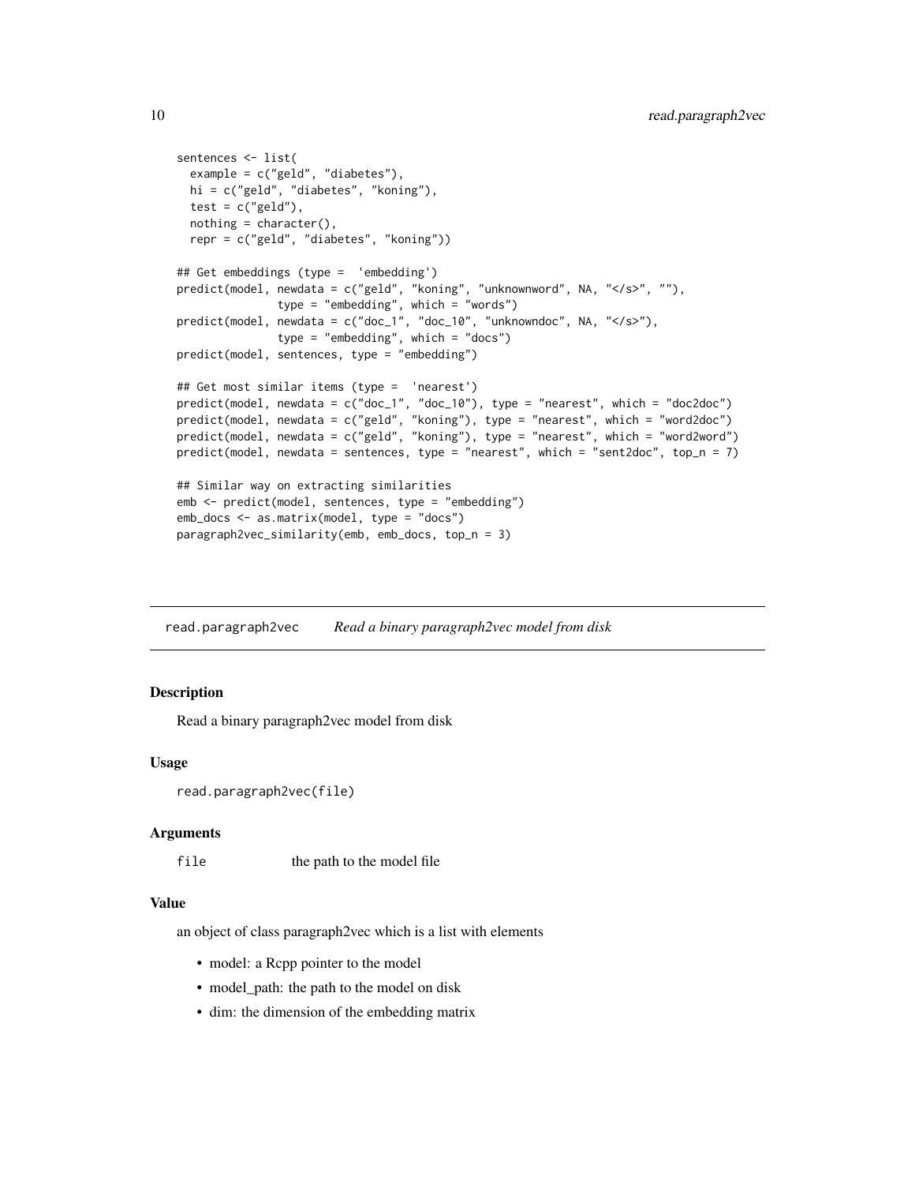```
sentences <- list(
  example = c("geld", "diabetes"),
  hi = c("geld", "diabetes", "koning"),
  test = c("geld"),
  nothing = character(),
  repr = c("geld", "diabetes", "koning"))

## Get embeddings (type =  'embedding')
predict(model, newdata = c("geld", "koning", "unknownword", NA, "</s>", ""),
               type = "embedding", which = "words")
predict(model, newdata = c("doc_1", "doc_10", "unknowndoc", NA, "</s>"),
               type = "embedding", which = "docs")
predict(model, sentences, type = "embedding")

## Get most similar items (type =  'nearest')
predict(model, newdata = c("doc_1", "doc_10"), type = "nearest", which = "doc2doc")
predict(model, newdata = c("geld", "koning"), type = "nearest", which = "word2doc")
predict(model, newdata = c("geld", "koning"), type = "nearest", which = "word2word")
predict(model, newdata = sentences, type = "nearest", which = "sent2doc", top_n = 7)

## Similar way on extracting similarities
emb <- predict(model, sentences, type = "embedding")
emb_docs <- as.matrix(model, type = "docs")
paragraph2vec_similarity(emb, emb_docs, top_n = 3)
```

## read.paragraph2vec *Read a binary paragraph2vec model from disk*

### Description

Read a binary paragraph2vec model from disk

### Usage

```
read.paragraph2vec(file)
```

### Arguments

| | |
|---|---|
| file | the path to the model file |

### Value

an object of class paragraph2vec which is a list with elements

- model: a Rcpp pointer to the model
- model_path: the path to the model on disk
- dim: the dimension of the embedding matrix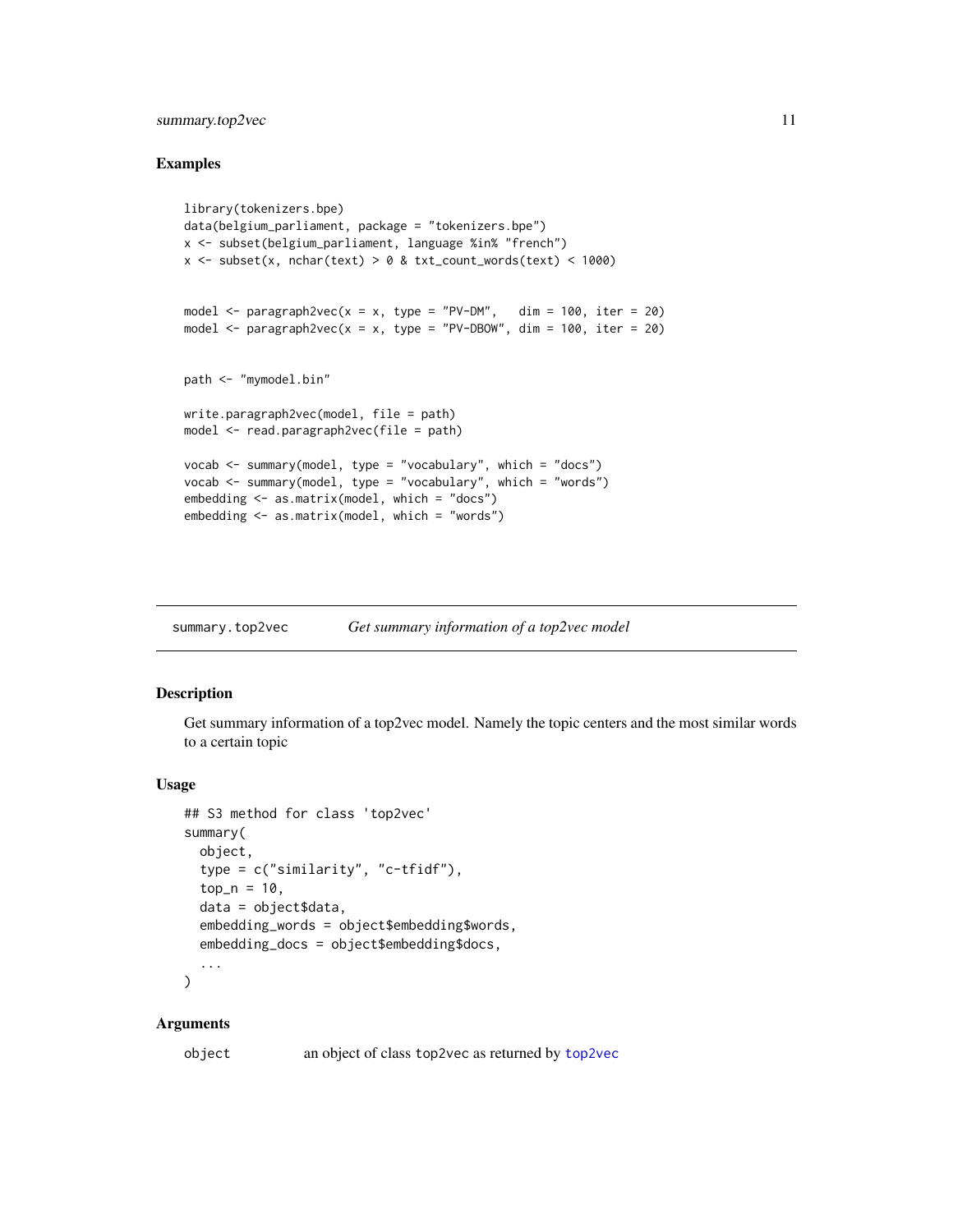### Examples

```
library(tokenizers.bpe)
data(belgium_parliament, package = "tokenizers.bpe")
x <- subset(belgium_parliament, language %in% "french")
x <- subset(x, nchar(text) > 0 & txt_count_words(text) < 1000)


model <- paragraph2vec(x = x, type = "PV-DM",   dim = 100, iter = 20)
model <- paragraph2vec(x = x, type = "PV-DBOW", dim = 100, iter = 20)


path <- "mymodel.bin"

write.paragraph2vec(model, file = path)
model <- read.paragraph2vec(file = path)

vocab <- summary(model, type = "vocabulary", which = "docs")
vocab <- summary(model, type = "vocabulary", which = "words")
embedding <- as.matrix(model, which = "docs")
embedding <- as.matrix(model, which = "words")
```

---

## summary.top2vec — *Get summary information of a top2vec model*

### Description

Get summary information of a top2vec model. Namely the topic centers and the most similar words to a certain topic

### Usage

```
## S3 method for class 'top2vec'
summary(
  object,
  type = c("similarity", "c-tfidf"),
  top_n = 10,
  data = object$data,
  embedding_words = object$embedding$words,
  embedding_docs = object$embedding$docs,
  ...
)
```

### Arguments

| | |
|---|---|
| object | an object of class top2vec as returned by top2vec |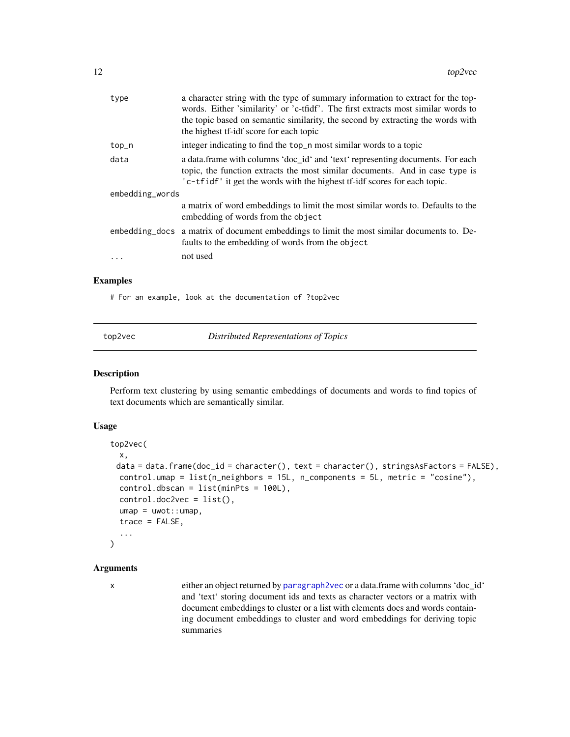| | |
|---|---|
| type | a character string with the type of summary information to extract for the top-words. Either 'similarity' or 'c-tfidf'. The first extracts most similar words to the topic based on semantic similarity, the second by extracting the words with the highest tf-idf score for each topic |
| top_n | integer indicating to find the top_n most similar words to a topic |
| data | a data.frame with columns 'doc_id' and 'text' representing documents. For each topic, the function extracts the most similar documents. And in case type is 'c-tfidf' it get the words with the highest tf-idf scores for each topic. |
| embedding_words | a matrix of word embeddings to limit the most similar words to. Defaults to the embedding of words from the object |
| embedding_docs | a matrix of document embeddings to limit the most similar documents to. Defaults to the embedding of words from the object |
| ... | not used |

### Examples

```
# For an example, look at the documentation of ?top2vec
```

## top2vec — *Distributed Representations of Topics*

### Description

Perform text clustering by using semantic embeddings of documents and words to find topics of text documents which are semantically similar.

### Usage

```
top2vec(
  x,
  data = data.frame(doc_id = character(), text = character(), stringsAsFactors = FALSE),
  control.umap = list(n_neighbors = 15L, n_components = 5L, metric = "cosine"),
  control.dbscan = list(minPts = 100L),
  control.doc2vec = list(),
  umap = uwot::umap,
  trace = FALSE,
  ...
)
```

### Arguments

| | |
|---|---|
| x | either an object returned by paragraph2vec or a data.frame with columns 'doc_id' and 'text' storing document ids and texts as character vectors or a matrix with document embeddings to cluster or a list with elements docs and words containing document embeddings to cluster and word embeddings for deriving topic summaries |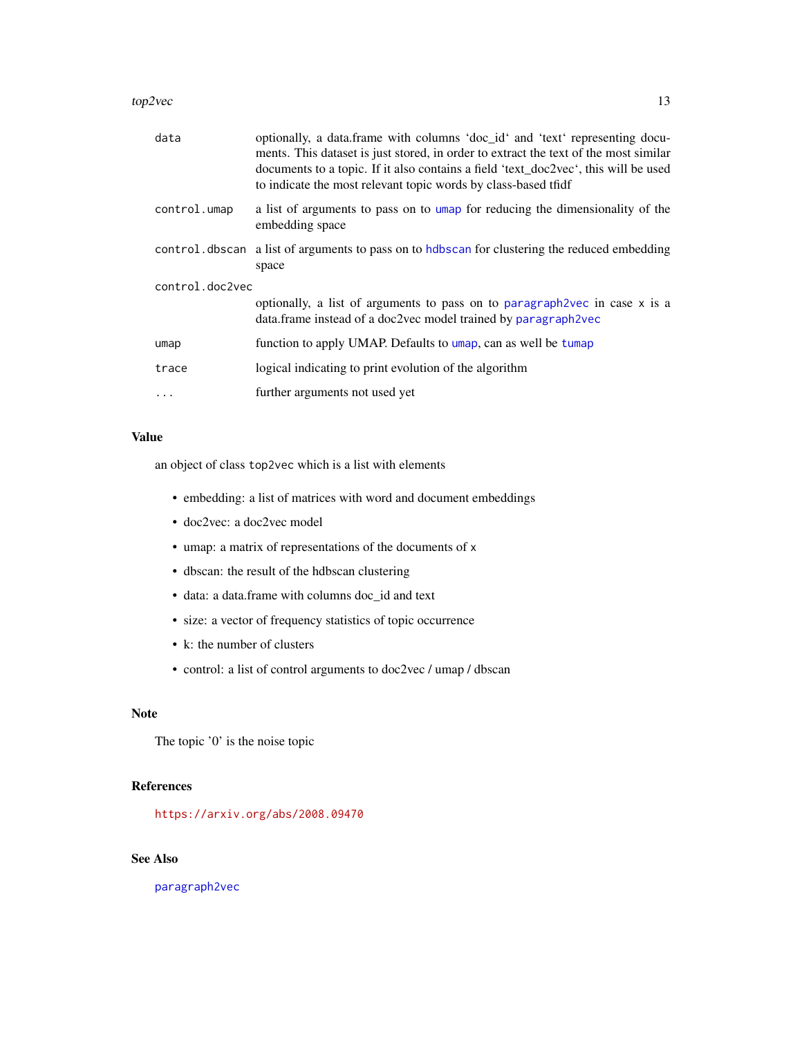| | |
|---|---|
| data | optionally, a data.frame with columns 'doc_id' and 'text' representing documents. This dataset is just stored, in order to extract the text of the most similar documents to a topic. If it also contains a field 'text_doc2vec', this will be used to indicate the most relevant topic words by class-based tfidf |
| control.umap | a list of arguments to pass on to umap for reducing the dimensionality of the embedding space |
| control.dbscan | a list of arguments to pass on to hdbscan for clustering the reduced embedding space |
| control.doc2vec | optionally, a list of arguments to pass on to paragraph2vec in case x is a data.frame instead of a doc2vec model trained by paragraph2vec |
| umap | function to apply UMAP. Defaults to umap, can as well be tumap |
| trace | logical indicating to print evolution of the algorithm |
| ... | further arguments not used yet |

## Value

an object of class top2vec which is a list with elements

- embedding: a list of matrices with word and document embeddings
- doc2vec: a doc2vec model
- umap: a matrix of representations of the documents of x
- dbscan: the result of the hdbscan clustering
- data: a data.frame with columns doc_id and text
- size: a vector of frequency statistics of topic occurrence
- k: the number of clusters
- control: a list of control arguments to doc2vec / umap / dbscan

## Note

The topic '0' is the noise topic

## References

https://arxiv.org/abs/2008.09470

## See Also

paragraph2vec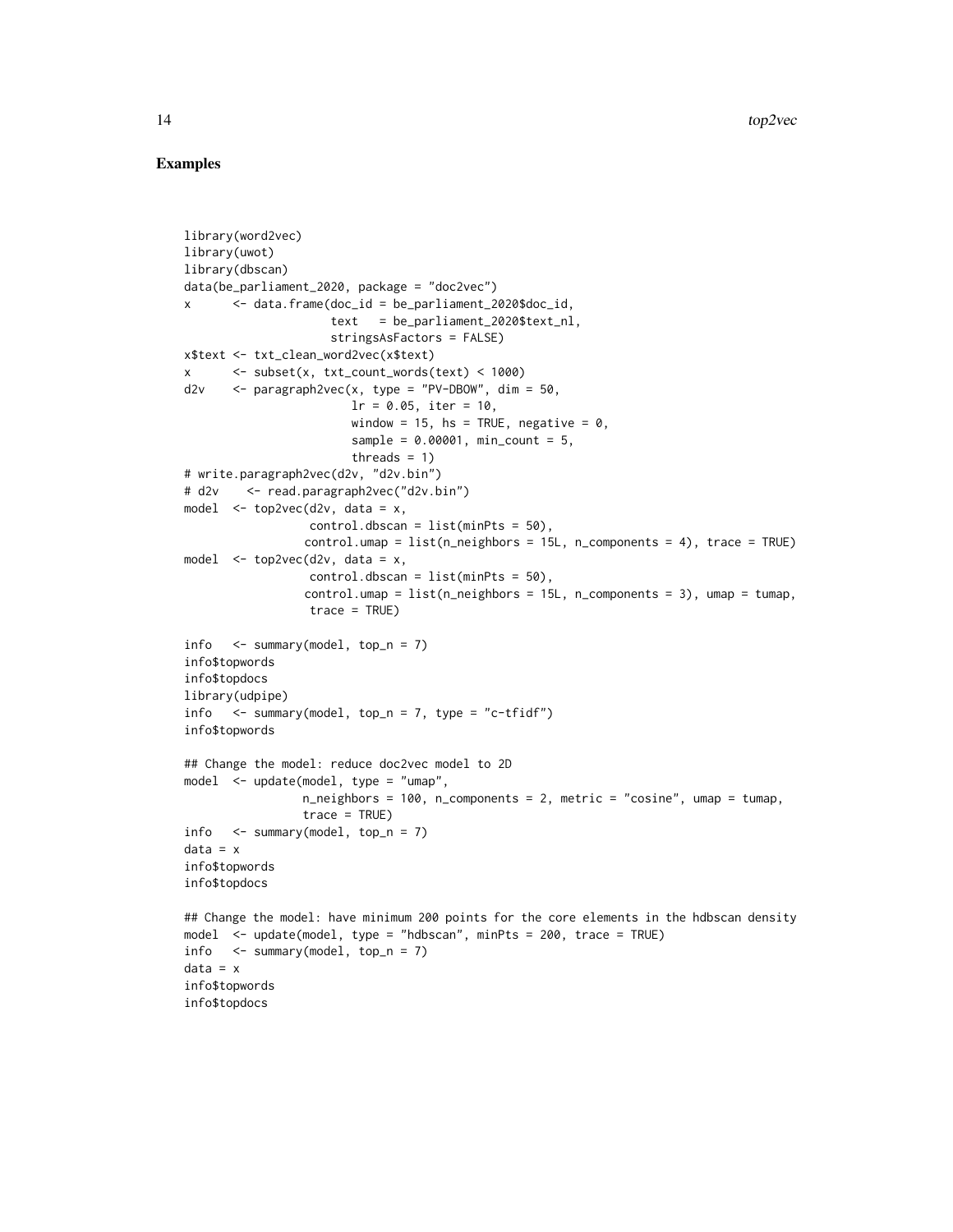## Examples

```
library(word2vec)
library(uwot)
library(dbscan)
data(be_parliament_2020, package = "doc2vec")
x      <- data.frame(doc_id = be_parliament_2020$doc_id,
                     text   = be_parliament_2020$text_nl,
                     stringsAsFactors = FALSE)
x$text <- txt_clean_word2vec(x$text)
x      <- subset(x, txt_count_words(text) < 1000)
d2v    <- paragraph2vec(x, type = "PV-DBOW", dim = 50,
                        lr = 0.05, iter = 10,
                        window = 15, hs = TRUE, negative = 0,
                        sample = 0.00001, min_count = 5,
                        threads = 1)
# write.paragraph2vec(d2v, "d2v.bin")
# d2v    <- read.paragraph2vec("d2v.bin")
model  <- top2vec(d2v, data = x,
                  control.dbscan = list(minPts = 50),
                 control.umap = list(n_neighbors = 15L, n_components = 4), trace = TRUE)
model  <- top2vec(d2v, data = x,
                  control.dbscan = list(minPts = 50),
                 control.umap = list(n_neighbors = 15L, n_components = 3), umap = tumap,
                  trace = TRUE)

info   <- summary(model, top_n = 7)
info$topwords
info$topdocs
library(udpipe)
info   <- summary(model, top_n = 7, type = "c-tfidf")
info$topwords

## Change the model: reduce doc2vec model to 2D
model  <- update(model, type = "umap",
                 n_neighbors = 100, n_components = 2, metric = "cosine", umap = tumap,
                 trace = TRUE)
info   <- summary(model, top_n = 7)
data = x
info$topwords
info$topdocs

## Change the model: have minimum 200 points for the core elements in the hdbscan density
model  <- update(model, type = "hdbscan", minPts = 200, trace = TRUE)
info   <- summary(model, top_n = 7)
data = x
info$topwords
info$topdocs
```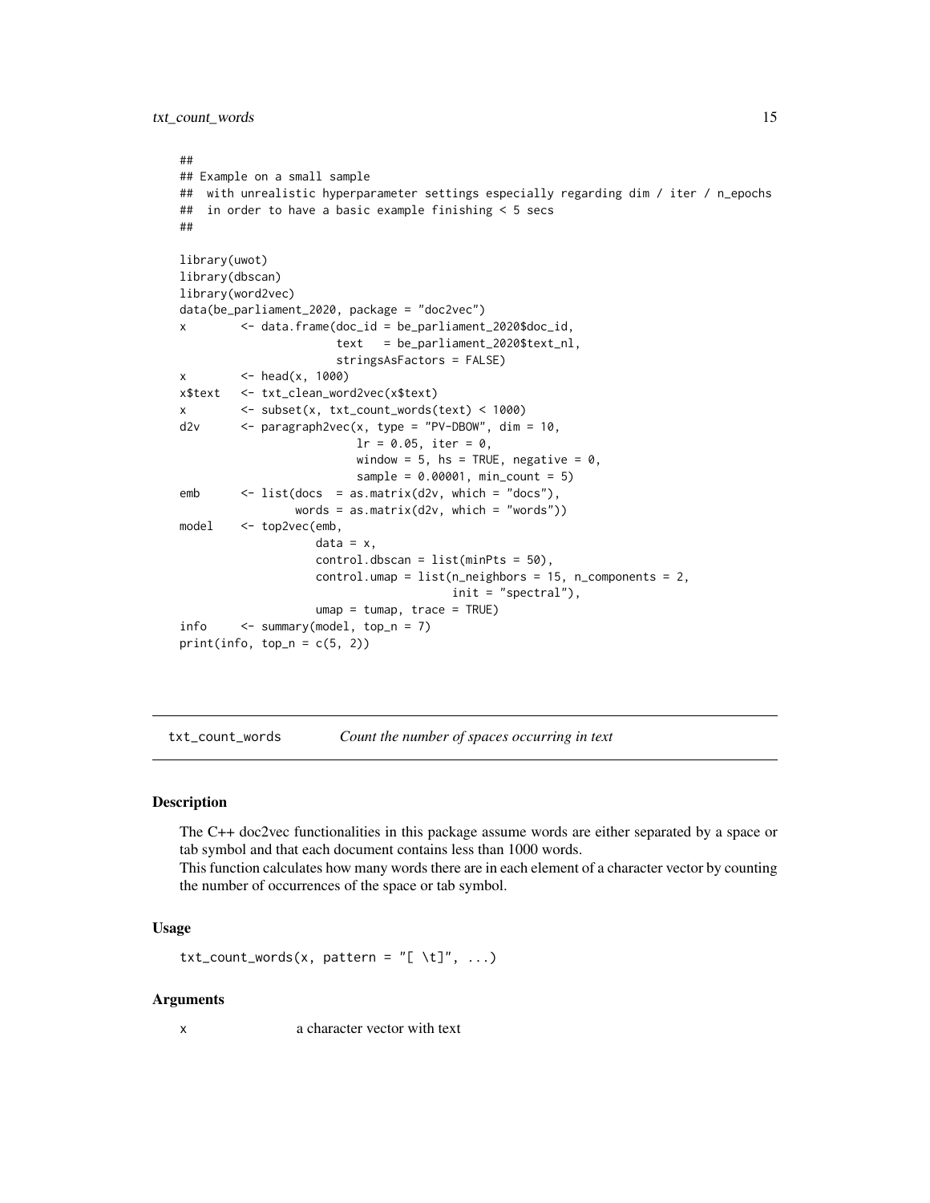```
##
## Example on a small sample
##  with unrealistic hyperparameter settings especially regarding dim / iter / n_epochs
##  in order to have a basic example finishing < 5 secs
##

library(uwot)
library(dbscan)
library(word2vec)
data(be_parliament_2020, package = "doc2vec")
x        <- data.frame(doc_id = be_parliament_2020$doc_id,
                       text   = be_parliament_2020$text_nl,
                       stringsAsFactors = FALSE)
x        <- head(x, 1000)
x$text   <- txt_clean_word2vec(x$text)
x        <- subset(x, txt_count_words(text) < 1000)
d2v      <- paragraph2vec(x, type = "PV-DBOW", dim = 10,
                          lr = 0.05, iter = 0,
                          window = 5, hs = TRUE, negative = 0,
                          sample = 0.00001, min_count = 5)
emb      <- list(docs  = as.matrix(d2v, which = "docs"),
                 words = as.matrix(d2v, which = "words"))
model    <- top2vec(emb,
                    data = x,
                    control.dbscan = list(minPts = 50),
                    control.umap = list(n_neighbors = 15, n_components = 2,
                                        init = "spectral"),
                    umap = tumap, trace = TRUE)
info     <- summary(model, top_n = 7)
print(info, top_n = c(5, 2))
```

## txt_count_words — *Count the number of spaces occurring in text*

### Description

The C++ doc2vec functionalities in this package assume words are either separated by a space or tab symbol and that each document contains less than 1000 words.
This function calculates how many words there are in each element of a character vector by counting the number of occurrences of the space or tab symbol.

### Usage

```
txt_count_words(x, pattern = "[ \t]", ...)
```

### Arguments

x — a character vector with text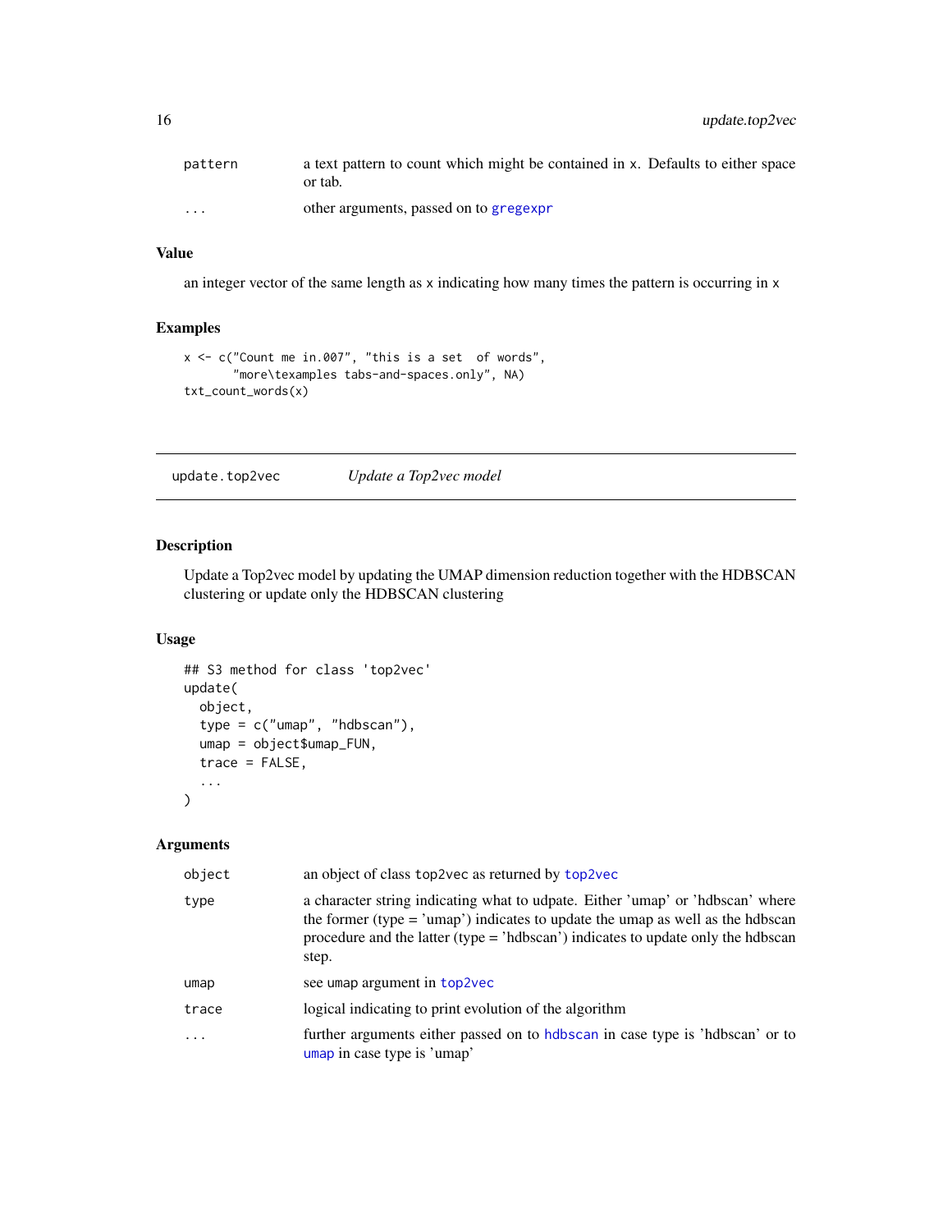| | |
|---|---|
| pattern | a text pattern to count which might be contained in x. Defaults to either space or tab. |
| ... | other arguments, passed on to gregexpr |

### Value

an integer vector of the same length as x indicating how many times the pattern is occurring in x

### Examples

```
x <- c("Count me in.007", "this is a set  of words",
       "more\texamples tabs-and-spaces.only", NA)
txt_count_words(x)
```

---

## update.top2vec — *Update a Top2vec model*

---

### Description

Update a Top2vec model by updating the UMAP dimension reduction together with the HDBSCAN clustering or update only the HDBSCAN clustering

### Usage

```
## S3 method for class 'top2vec'
update(
  object,
  type = c("umap", "hdbscan"),
  umap = object$umap_FUN,
  trace = FALSE,
  ...
)
```

### Arguments

| | |
|---|---|
| object | an object of class top2vec as returned by top2vec |
| type | a character string indicating what to udpate. Either 'umap' or 'hdbscan' where the former (type = 'umap') indicates to update the umap as well as the hdbscan procedure and the latter (type = 'hdbscan') indicates to update only the hdbscan step. |
| umap | see umap argument in top2vec |
| trace | logical indicating to print evolution of the algorithm |
| ... | further arguments either passed on to hdbscan in case type is 'hdbscan' or to umap in case type is 'umap' |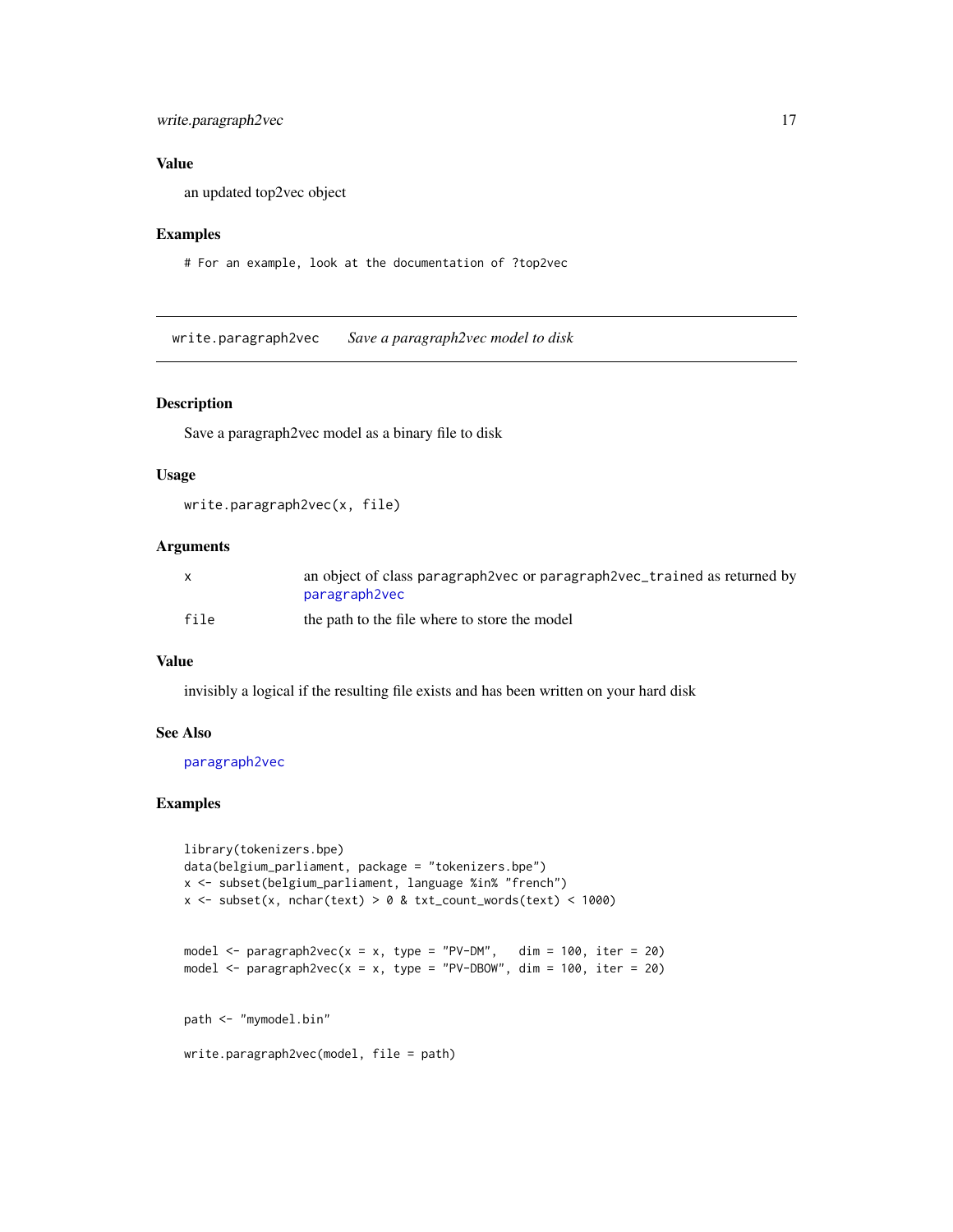### Value

an updated top2vec object

### Examples

```
# For an example, look at the documentation of ?top2vec
```

---

## write.paragraph2vec *Save a paragraph2vec model to disk*

---

### Description

Save a paragraph2vec model as a binary file to disk

### Usage

```
write.paragraph2vec(x, file)
```

### Arguments

| | |
|---|---|
| x | an object of class paragraph2vec or paragraph2vec_trained as returned by paragraph2vec |
| file | the path to the file where to store the model |

### Value

invisibly a logical if the resulting file exists and has been written on your hard disk

### See Also

paragraph2vec

### Examples

```
library(tokenizers.bpe)
data(belgium_parliament, package = "tokenizers.bpe")
x <- subset(belgium_parliament, language %in% "french")
x <- subset(x, nchar(text) > 0 & txt_count_words(text) < 1000)


model <- paragraph2vec(x = x, type = "PV-DM",   dim = 100, iter = 20)
model <- paragraph2vec(x = x, type = "PV-DBOW", dim = 100, iter = 20)


path <- "mymodel.bin"

write.paragraph2vec(model, file = path)
```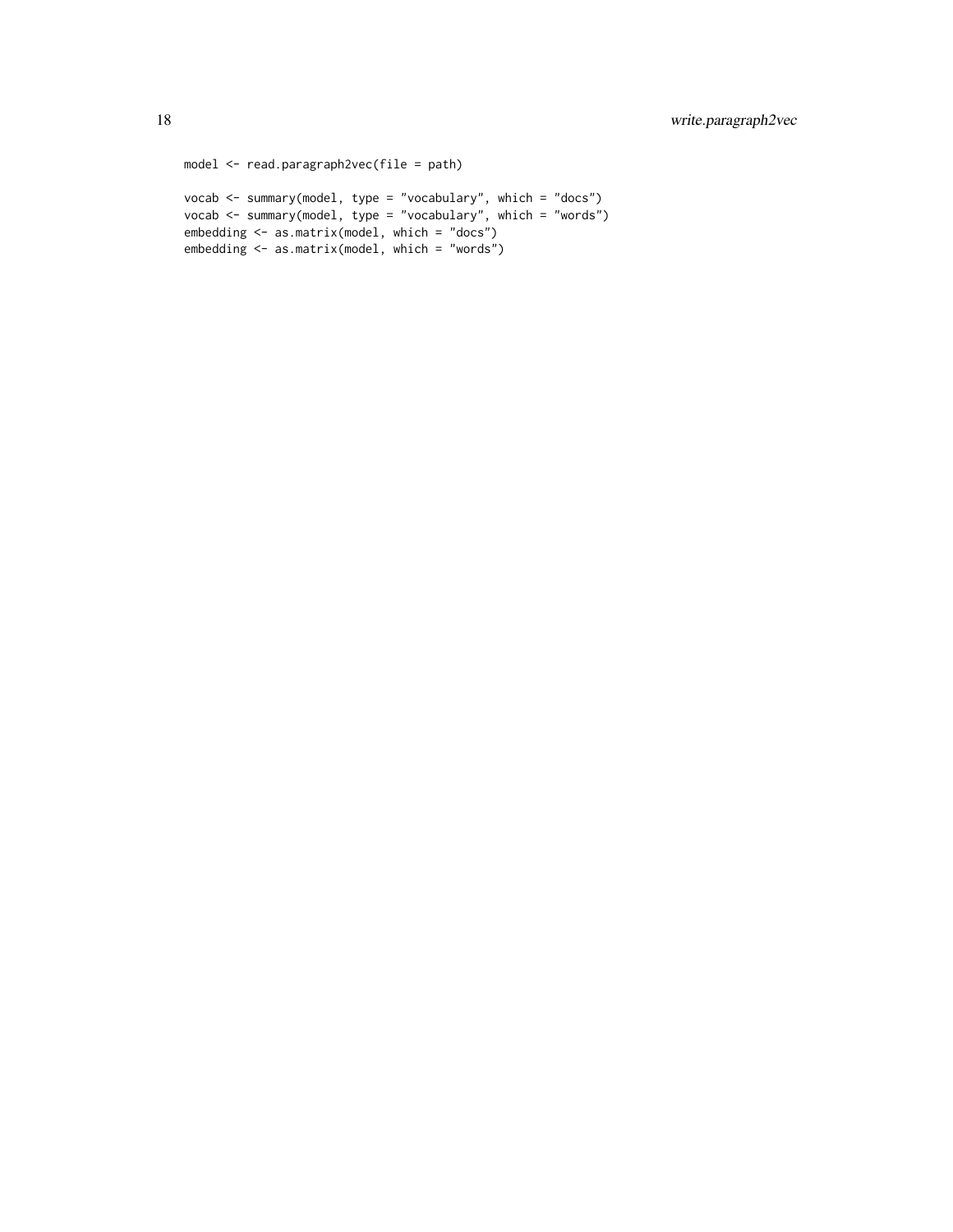```
model <- read.paragraph2vec(file = path)

vocab <- summary(model, type = "vocabulary", which = "docs")
vocab <- summary(model, type = "vocabulary", which = "words")
embedding <- as.matrix(model, which = "docs")
embedding <- as.matrix(model, which = "words")
```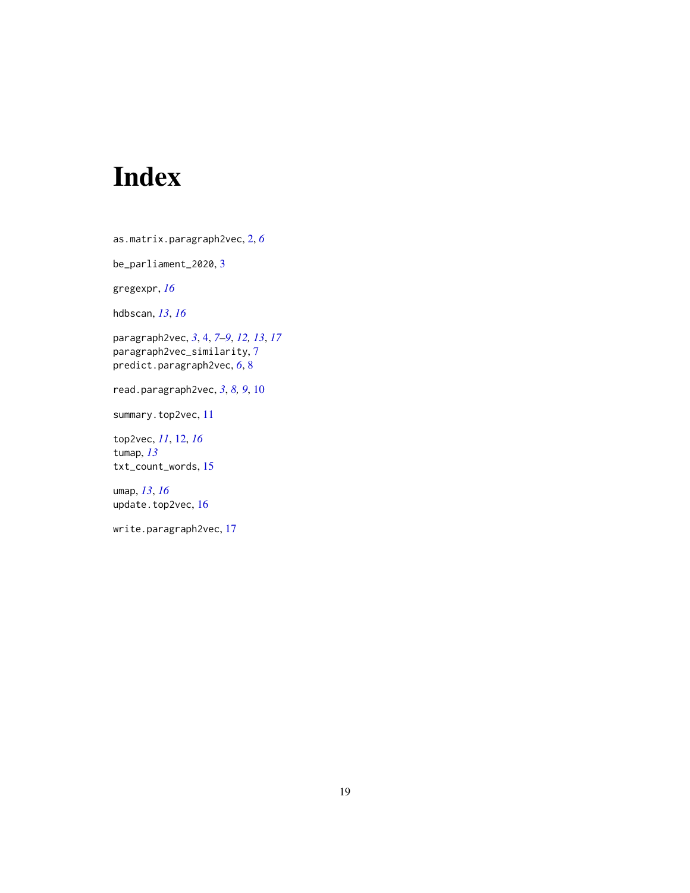# Index

as.matrix.paragraph2vec, 2, *6*

be_parliament_2020, 3

gregexpr, *16*

hdbscan, *13*, *16*

paragraph2vec, *3*, 4, *7–9*, *12, 13*, *17*
paragraph2vec_similarity, 7
predict.paragraph2vec, *6*, 8

read.paragraph2vec, *3*, *8, 9*, 10

summary.top2vec, 11

top2vec, *11*, 12, *16*
tumap, *13*
txt_count_words, 15

umap, *13*, *16*
update.top2vec, 16

write.paragraph2vec, 17